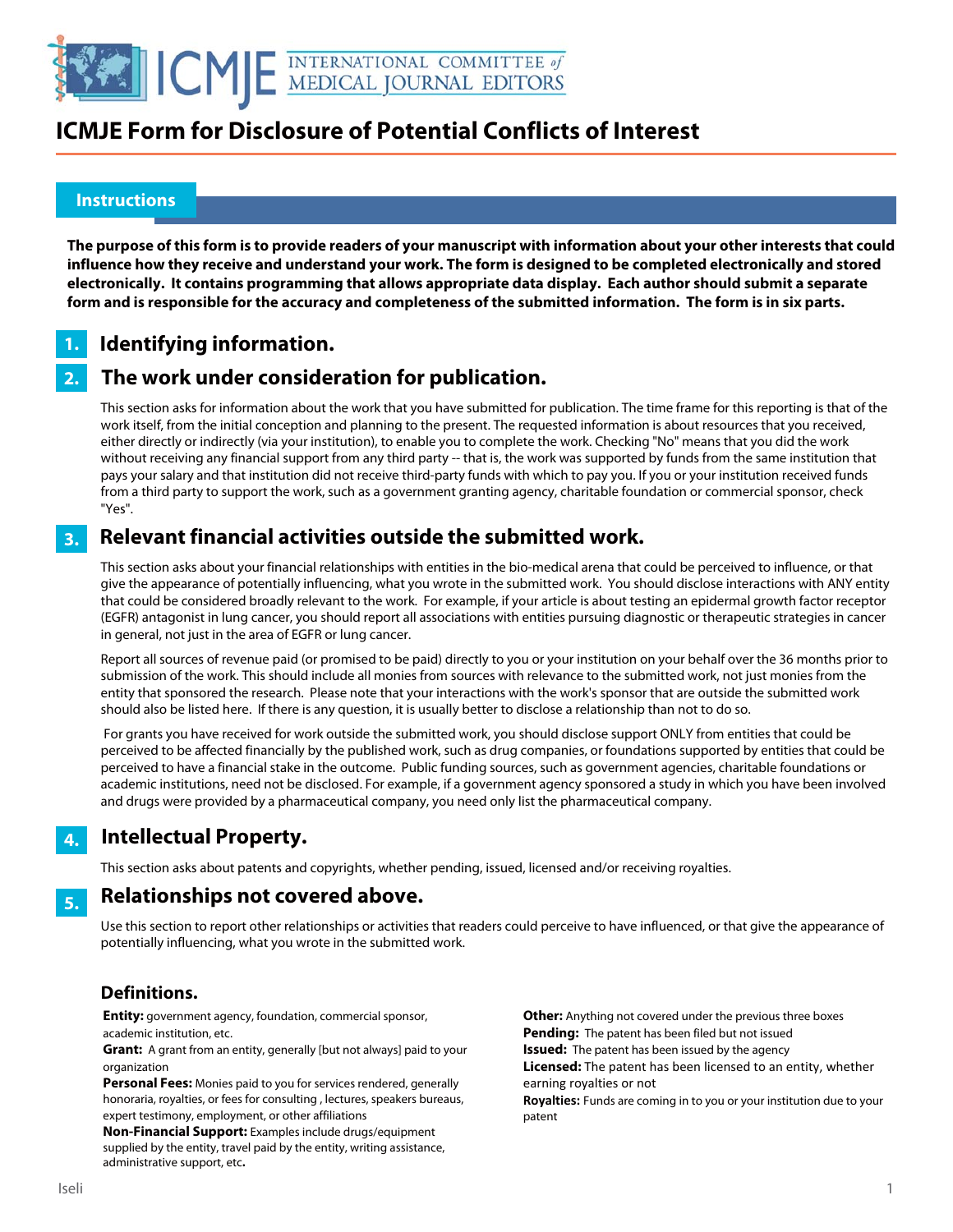# ICMJE Form for Disclosure of Potential Conflicts of Interest

## Instructions

**The purpose of this form is to provide readers of your manuscript with information about your other interests that could influence how they receive and understand your work. The form is designed to be completed electronically and stored electronically. It contains programming that allows appropriate data display. Each author should submit a separate form and is responsible for the accuracy and completeness of the submitted information. The form is in six parts.**

### 1. Identifying information.

### 2. The work under consideration for publication.

This section asks for information about the work that you have submitted for publication. The time frame for this reporting is that of the work itself, from the initial conception and planning to the present. The requested information is about resources that you received, either directly or indirectly (via your institution), to enable you to complete the work. Checking "No" means that you did the work without receiving any financial support from any third party -- that is, the work was supported by funds from the same institution that pays your salary and that institution did not receive third-party funds with which to pay you. If you or your institution received funds from a third party to support the work, such as a government granting agency, charitable foundation or commercial sponsor, check "Yes".

### 3. Relevant financial activities outside the submitted work.

This section asks about your financial relationships with entities in the bio-medical arena that could be perceived to influence, or that give the appearance of potentially influencing, what you wrote in the submitted work. You should disclose interactions with ANY entity that could be considered broadly relevant to the work. For example, if your article is about testing an epidermal growth factor receptor (EGFR) antagonist in lung cancer, you should report all associations with entities pursuing diagnostic or therapeutic strategies in cancer in general, not just in the area of EGFR or lung cancer.

Report all sources of revenue paid (or promised to be paid) directly to you or your institution on your behalf over the 36 months prior to submission of the work. This should include all monies from sources with relevance to the submitted work, not just monies from the entity that sponsored the research. Please note that your interactions with the work's sponsor that are outside the submitted work should also be listed here. If there is any question, it is usually better to disclose a relationship than not to do so.

For grants you have received for work outside the submitted work, you should disclose support ONLY from entities that could be perceived to be affected financially by the published work, such as drug companies, or foundations supported by entities that could be perceived to have a financial stake in the outcome. Public funding sources, such as government agencies, charitable foundations or academic institutions, need not be disclosed. For example, if a government agency sponsored a study in which you have been involved and drugs were provided by a pharmaceutical company, you need only list the pharmaceutical company.

### 4. Intellectual Property.

This section asks about patents and copyrights, whether pending, issued, licensed and/or receiving royalties.

### 5. Relationships not covered above.

Use this section to report other relationships or activities that readers could perceive to have influenced, or that give the appearance of potentially influencing, what you wrote in the submitted work.

### Definitions.

**Entity:** government agency, foundation, commercial sponsor, academic institution, etc.

**Grant:** A grant from an entity, generally [but not always] paid to your organization

**Personal Fees:** Monies paid to you for services rendered, generally honoraria, royalties, or fees for consulting , lectures, speakers bureaus, expert testimony, employment, or other affiliations

**Non-Financial Support:** Examples include drugs/equipment supplied by the entity, travel paid by the entity, writing assistance, administrative support, etc**.**

**Other:** Anything not covered under the previous three boxes

**Pending:** The patent has been filed but not issued

**Issued:** The patent has been issued by the agency

**Licensed:** The patent has been licensed to an entity, whether earning royalties or not

**Royalties:** Funds are coming in to you or your institution due to your patent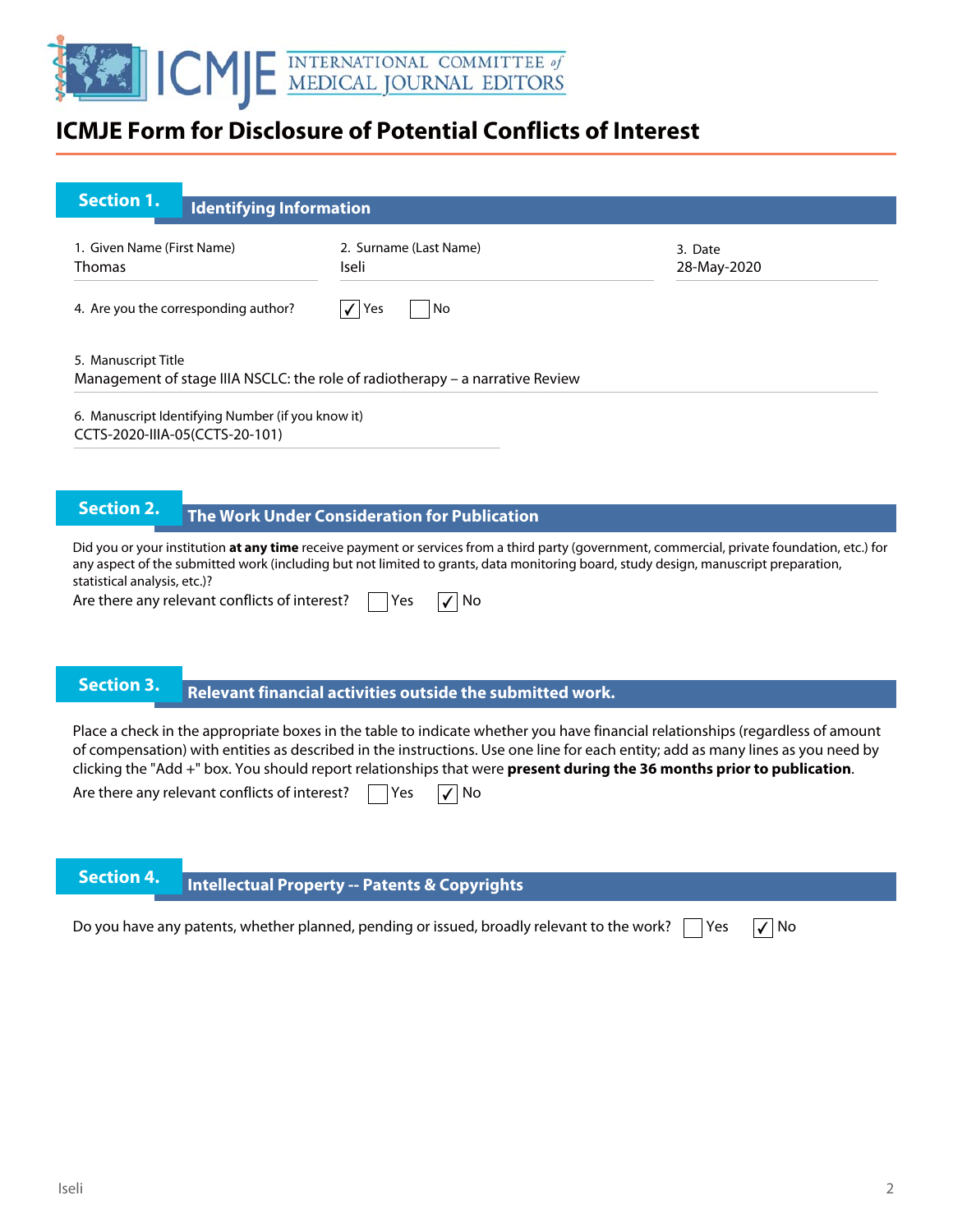# ICMJE Form for Disclosure of Potential Conflicts of Interest

## Section 1. Identifying Information

| 1. Given Name (First Name) | 2. Surname (Last Name) | 3. Date |
| --- | --- | --- |
| Thomas | Iseli | 28-May-2020 |

4. Are you the corresponding author? ☑ Yes ☐ No

5. Manuscript Title
Management of stage IIIA NSCLC: the role of radiotherapy – a narrative Review

6. Manuscript Identifying Number (if you know it)
CCTS-2020-IIIA-05(CCTS-20-101)

## Section 2. The Work Under Consideration for Publication

Did you or your institution **at any time** receive payment or services from a third party (government, commercial, private foundation, etc.) for any aspect of the submitted work (including but not limited to grants, data monitoring board, study design, manuscript preparation, statistical analysis, etc.)?

Are there any relevant conflicts of interest? ☐ Yes ☑ No

## Section 3. Relevant financial activities outside the submitted work.

Place a check in the appropriate boxes in the table to indicate whether you have financial relationships (regardless of amount of compensation) with entities as described in the instructions. Use one line for each entity; add as many lines as you need by clicking the "Add +" box. You should report relationships that were **present during the 36 months prior to publication**.

Are there any relevant conflicts of interest? ☐ Yes ☑ No

## Section 4. Intellectual Property -- Patents & Copyrights

Do you have any patents, whether planned, pending or issued, broadly relevant to the work? ☐ Yes ☑ No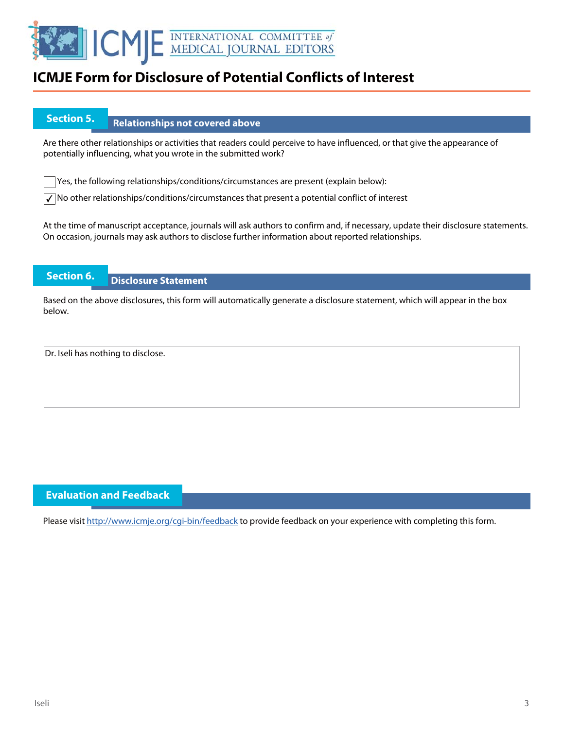# ICMJE Form for Disclosure of Potential Conflicts of Interest

## Section 5. Relationships not covered above

Are there other relationships or activities that readers could perceive to have influenced, or that give the appearance of potentially influencing, what you wrote in the submitted work?

☐ Yes, the following relationships/conditions/circumstances are present (explain below):

☑ No other relationships/conditions/circumstances that present a potential conflict of interest

At the time of manuscript acceptance, journals will ask authors to confirm and, if necessary, update their disclosure statements. On occasion, journals may ask authors to disclose further information about reported relationships.

## Section 6. Disclosure Statement

Based on the above disclosures, this form will automatically generate a disclosure statement, which will appear in the box below.

Dr. Iseli has nothing to disclose.

## Evaluation and Feedback

Please visit http://www.icmje.org/cgi-bin/feedback to provide feedback on your experience with completing this form.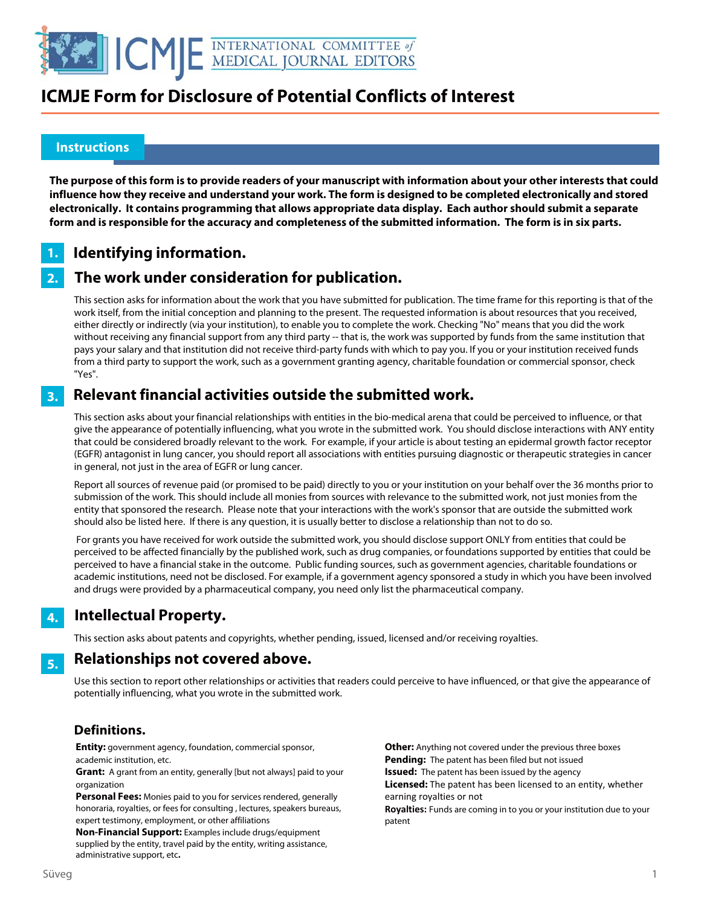# ICMJE Form for Disclosure of Potential Conflicts of Interest

## Instructions

**The purpose of this form is to provide readers of your manuscript with information about your other interests that could influence how they receive and understand your work. The form is designed to be completed electronically and stored electronically. It contains programming that allows appropriate data display. Each author should submit a separate form and is responsible for the accuracy and completeness of the submitted information. The form is in six parts.**

### 1. Identifying information.

### 2. The work under consideration for publication.

This section asks for information about the work that you have submitted for publication. The time frame for this reporting is that of the work itself, from the initial conception and planning to the present. The requested information is about resources that you received, either directly or indirectly (via your institution), to enable you to complete the work. Checking "No" means that you did the work without receiving any financial support from any third party -- that is, the work was supported by funds from the same institution that pays your salary and that institution did not receive third-party funds with which to pay you. If you or your institution received funds from a third party to support the work, such as a government granting agency, charitable foundation or commercial sponsor, check "Yes".

### 3. Relevant financial activities outside the submitted work.

This section asks about your financial relationships with entities in the bio-medical arena that could be perceived to influence, or that give the appearance of potentially influencing, what you wrote in the submitted work. You should disclose interactions with ANY entity that could be considered broadly relevant to the work. For example, if your article is about testing an epidermal growth factor receptor (EGFR) antagonist in lung cancer, you should report all associations with entities pursuing diagnostic or therapeutic strategies in cancer in general, not just in the area of EGFR or lung cancer.

Report all sources of revenue paid (or promised to be paid) directly to you or your institution on your behalf over the 36 months prior to submission of the work. This should include all monies from sources with relevance to the submitted work, not just monies from the entity that sponsored the research. Please note that your interactions with the work's sponsor that are outside the submitted work should also be listed here. If there is any question, it is usually better to disclose a relationship than not to do so.

For grants you have received for work outside the submitted work, you should disclose support ONLY from entities that could be perceived to be affected financially by the published work, such as drug companies, or foundations supported by entities that could be perceived to have a financial stake in the outcome. Public funding sources, such as government agencies, charitable foundations or academic institutions, need not be disclosed. For example, if a government agency sponsored a study in which you have been involved and drugs were provided by a pharmaceutical company, you need only list the pharmaceutical company.

### 4. Intellectual Property.

This section asks about patents and copyrights, whether pending, issued, licensed and/or receiving royalties.

### 5. Relationships not covered above.

Use this section to report other relationships or activities that readers could perceive to have influenced, or that give the appearance of potentially influencing, what you wrote in the submitted work.

### Definitions.

**Entity:** government agency, foundation, commercial sponsor, academic institution, etc.

**Grant:** A grant from an entity, generally [but not always] paid to your organization

**Personal Fees:** Monies paid to you for services rendered, generally honoraria, royalties, or fees for consulting , lectures, speakers bureaus, expert testimony, employment, or other affiliations

**Non-Financial Support:** Examples include drugs/equipment supplied by the entity, travel paid by the entity, writing assistance, administrative support, etc**.**

**Other:** Anything not covered under the previous three boxes

**Pending:** The patent has been filed but not issued

**Issued:** The patent has been issued by the agency

**Licensed:** The patent has been licensed to an entity, whether earning royalties or not

**Royalties:** Funds are coming in to you or your institution due to your patent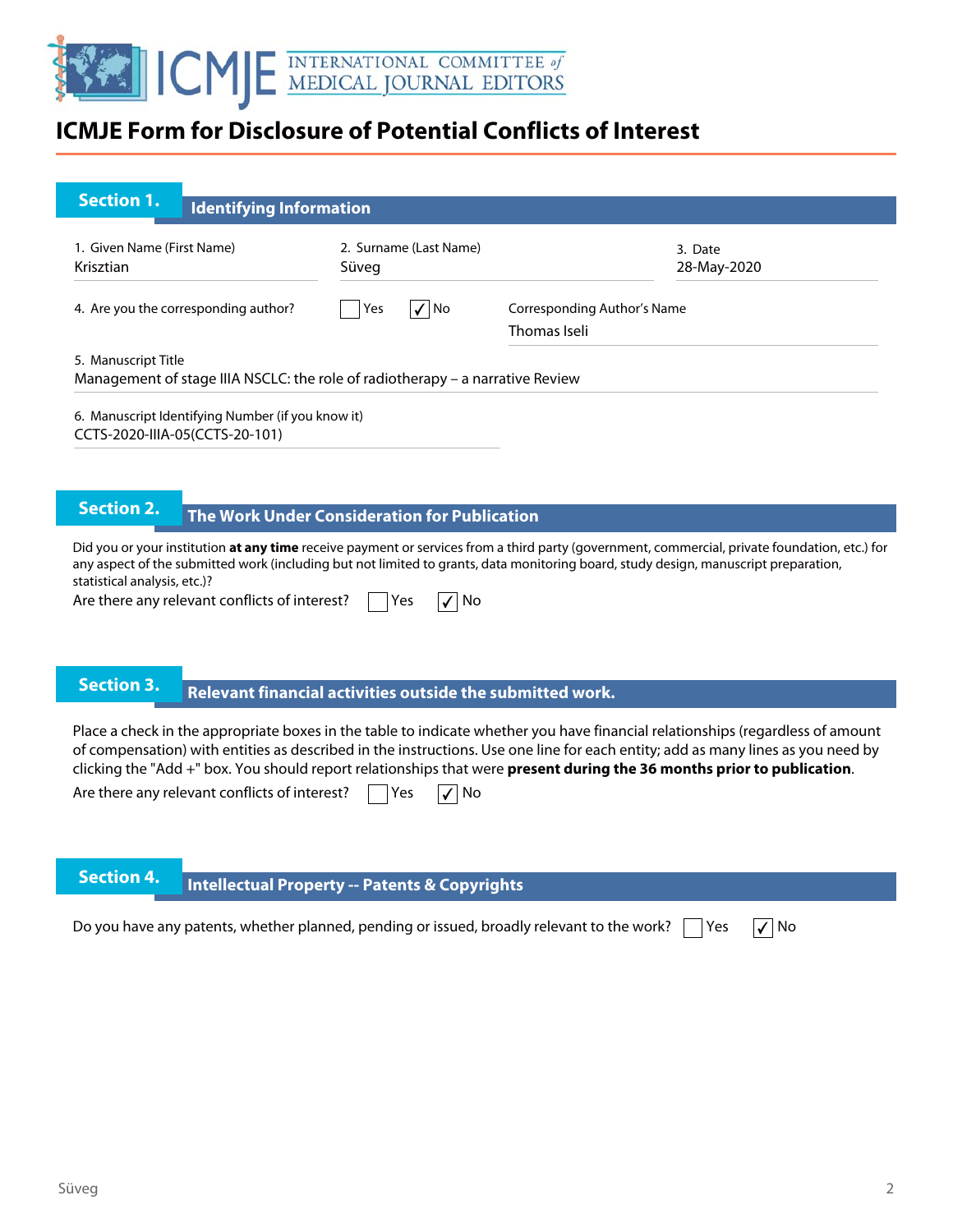# ICMJE Form for Disclosure of Potential Conflicts of Interest

## Section 1. Identifying Information

1. Given Name (First Name)
Krisztian

2. Surname (Last Name)
Süveg

3. Date
28-May-2020

4. Are you the corresponding author? ☐ Yes ☑ No

Corresponding Author's Name
Thomas Iseli

5. Manuscript Title
Management of stage IIIA NSCLC: the role of radiotherapy – a narrative Review

6. Manuscript Identifying Number (if you know it)
CCTS-2020-IIIA-05(CCTS-20-101)

## Section 2. The Work Under Consideration for Publication

Did you or your institution **at any time** receive payment or services from a third party (government, commercial, private foundation, etc.) for any aspect of the submitted work (including but not limited to grants, data monitoring board, study design, manuscript preparation, statistical analysis, etc.)?

Are there any relevant conflicts of interest? ☐ Yes ☑ No

## Section 3. Relevant financial activities outside the submitted work.

Place a check in the appropriate boxes in the table to indicate whether you have financial relationships (regardless of amount of compensation) with entities as described in the instructions. Use one line for each entity; add as many lines as you need by clicking the "Add +" box. You should report relationships that were **present during the 36 months prior to publication**.

Are there any relevant conflicts of interest? ☐ Yes ☑ No

## Section 4. Intellectual Property -- Patents & Copyrights

Do you have any patents, whether planned, pending or issued, broadly relevant to the work? ☐ Yes ☑ No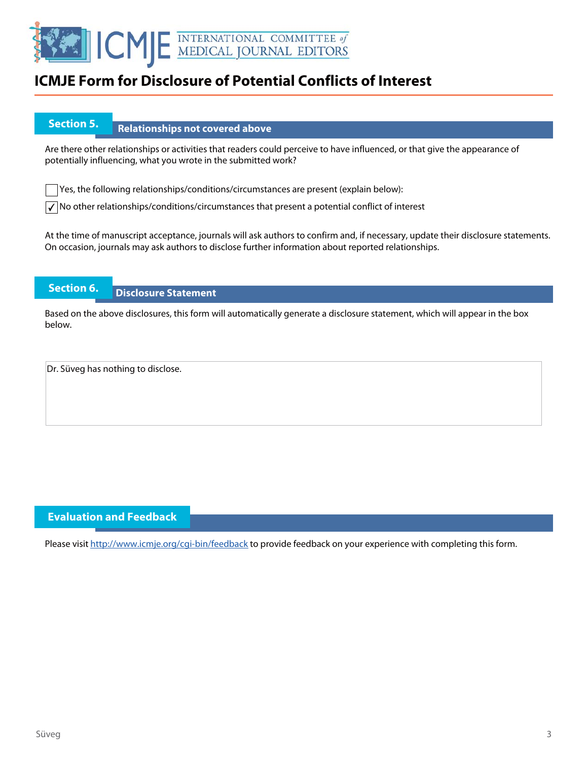# ICMJE Form for Disclosure of Potential Conflicts of Interest

## Section 5. Relationships not covered above

Are there other relationships or activities that readers could perceive to have influenced, or that give the appearance of potentially influencing, what you wrote in the submitted work?

- [ ] Yes, the following relationships/conditions/circumstances are present (explain below):
- [x] No other relationships/conditions/circumstances that present a potential conflict of interest

At the time of manuscript acceptance, journals will ask authors to confirm and, if necessary, update their disclosure statements. On occasion, journals may ask authors to disclose further information about reported relationships.

## Section 6. Disclosure Statement

Based on the above disclosures, this form will automatically generate a disclosure statement, which will appear in the box below.

Dr. Süveg has nothing to disclose.

## Evaluation and Feedback

Please visit http://www.icmje.org/cgi-bin/feedback to provide feedback on your experience with completing this form.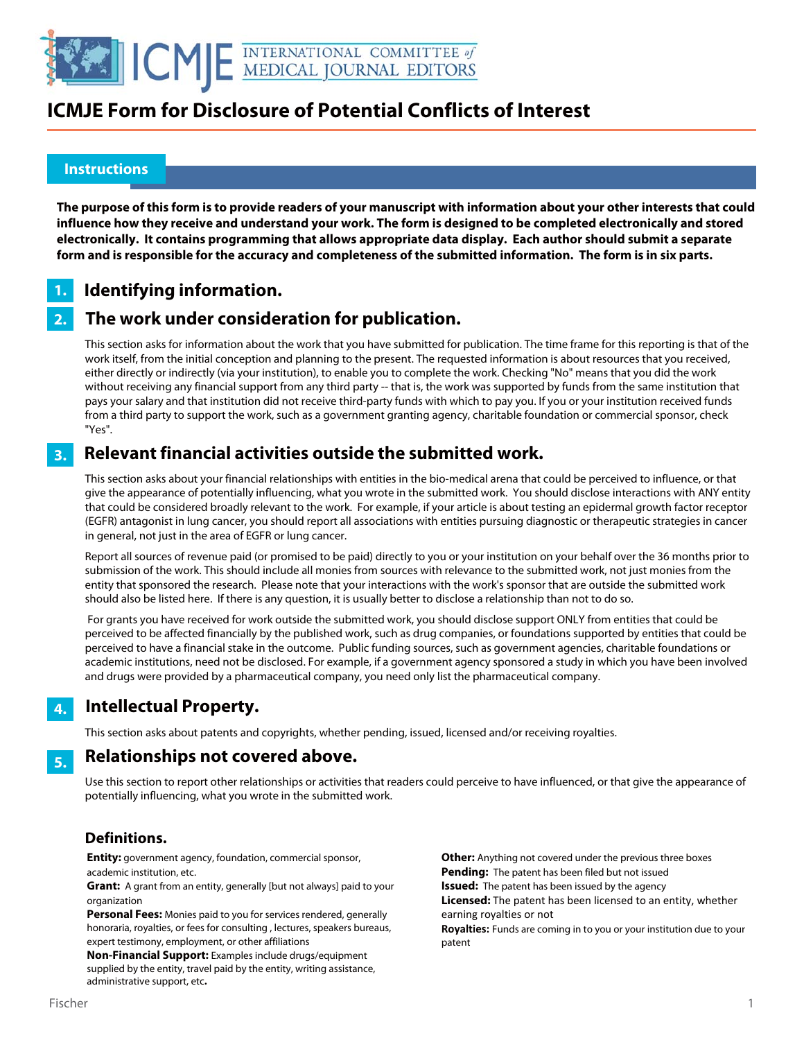# ICMJE Form for Disclosure of Potential Conflicts of Interest

## Instructions

**The purpose of this form is to provide readers of your manuscript with information about your other interests that could influence how they receive and understand your work. The form is designed to be completed electronically and stored electronically. It contains programming that allows appropriate data display. Each author should submit a separate form and is responsible for the accuracy and completeness of the submitted information. The form is in six parts.**

### 1. Identifying information.

### 2. The work under consideration for publication.

This section asks for information about the work that you have submitted for publication. The time frame for this reporting is that of the work itself, from the initial conception and planning to the present. The requested information is about resources that you received, either directly or indirectly (via your institution), to enable you to complete the work. Checking "No" means that you did the work without receiving any financial support from any third party -- that is, the work was supported by funds from the same institution that pays your salary and that institution did not receive third-party funds with which to pay you. If you or your institution received funds from a third party to support the work, such as a government granting agency, charitable foundation or commercial sponsor, check "Yes".

### 3. Relevant financial activities outside the submitted work.

This section asks about your financial relationships with entities in the bio-medical arena that could be perceived to influence, or that give the appearance of potentially influencing, what you wrote in the submitted work. You should disclose interactions with ANY entity that could be considered broadly relevant to the work. For example, if your article is about testing an epidermal growth factor receptor (EGFR) antagonist in lung cancer, you should report all associations with entities pursuing diagnostic or therapeutic strategies in cancer in general, not just in the area of EGFR or lung cancer.

Report all sources of revenue paid (or promised to be paid) directly to you or your institution on your behalf over the 36 months prior to submission of the work. This should include all monies from sources with relevance to the submitted work, not just monies from the entity that sponsored the research. Please note that your interactions with the work's sponsor that are outside the submitted work should also be listed here. If there is any question, it is usually better to disclose a relationship than not to do so.

For grants you have received for work outside the submitted work, you should disclose support ONLY from entities that could be perceived to be affected financially by the published work, such as drug companies, or foundations supported by entities that could be perceived to have a financial stake in the outcome. Public funding sources, such as government agencies, charitable foundations or academic institutions, need not be disclosed. For example, if a government agency sponsored a study in which you have been involved and drugs were provided by a pharmaceutical company, you need only list the pharmaceutical company.

### 4. Intellectual Property.

This section asks about patents and copyrights, whether pending, issued, licensed and/or receiving royalties.

### 5. Relationships not covered above.

Use this section to report other relationships or activities that readers could perceive to have influenced, or that give the appearance of potentially influencing, what you wrote in the submitted work.

### Definitions.

**Entity:** government agency, foundation, commercial sponsor, academic institution, etc.

**Grant:** A grant from an entity, generally [but not always] paid to your organization

**Personal Fees:** Monies paid to you for services rendered, generally honoraria, royalties, or fees for consulting , lectures, speakers bureaus, expert testimony, employment, or other affiliations

**Non-Financial Support:** Examples include drugs/equipment supplied by the entity, travel paid by the entity, writing assistance, administrative support, etc**.**

**Other:** Anything not covered under the previous three boxes

**Pending:** The patent has been filed but not issued

**Issued:** The patent has been issued by the agency

**Licensed:** The patent has been licensed to an entity, whether earning royalties or not

**Royalties:** Funds are coming in to you or your institution due to your patent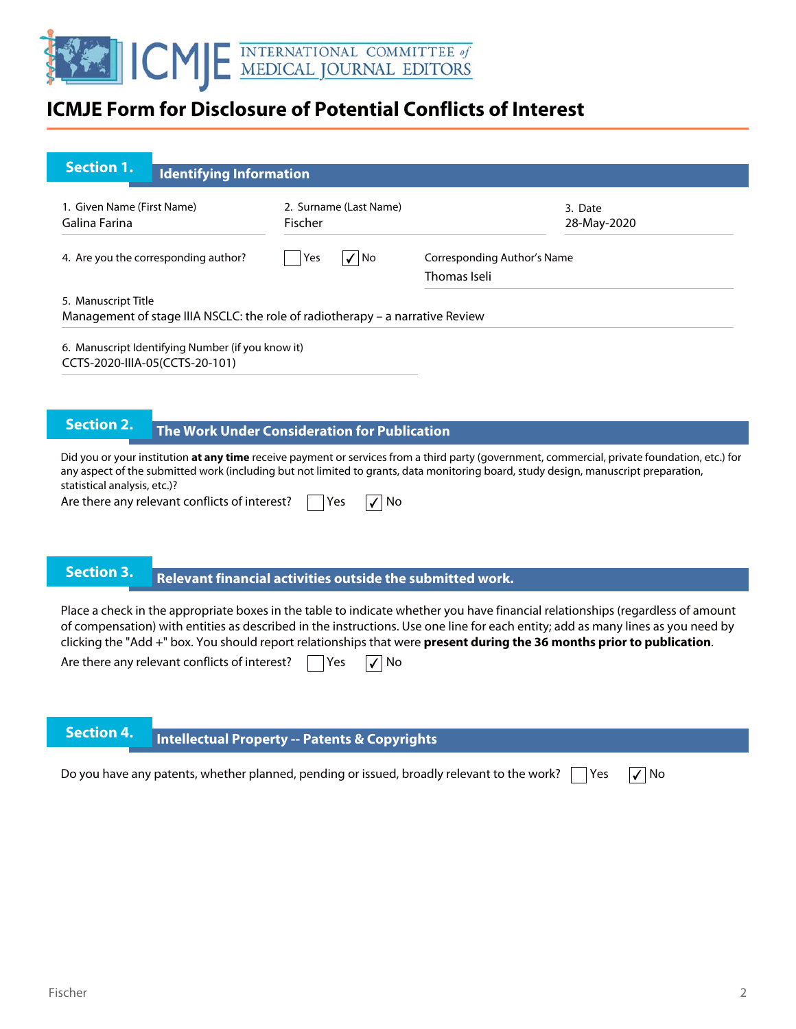# ICMJE Form for Disclosure of Potential Conflicts of Interest

## Section 1. Identifying Information

1. Given Name (First Name)
Galina Farina

2. Surname (Last Name)
Fischer

3. Date
28-May-2020

4. Are you the corresponding author? ☐ Yes ☑ No

Corresponding Author's Name
Thomas Iseli

5. Manuscript Title
Management of stage IIIA NSCLC: the role of radiotherapy – a narrative Review

6. Manuscript Identifying Number (if you know it)
CCTS-2020-IIIA-05(CCTS-20-101)

## Section 2. The Work Under Consideration for Publication

Did you or your institution **at any time** receive payment or services from a third party (government, commercial, private foundation, etc.) for any aspect of the submitted work (including but not limited to grants, data monitoring board, study design, manuscript preparation, statistical analysis, etc.)?

Are there any relevant conflicts of interest? ☐ Yes ☑ No

## Section 3. Relevant financial activities outside the submitted work.

Place a check in the appropriate boxes in the table to indicate whether you have financial relationships (regardless of amount of compensation) with entities as described in the instructions. Use one line for each entity; add as many lines as you need by clicking the "Add +" box. You should report relationships that were **present during the 36 months prior to publication**.

Are there any relevant conflicts of interest? ☐ Yes ☑ No

## Section 4. Intellectual Property -- Patents & Copyrights

Do you have any patents, whether planned, pending or issued, broadly relevant to the work? ☐ Yes ☑ No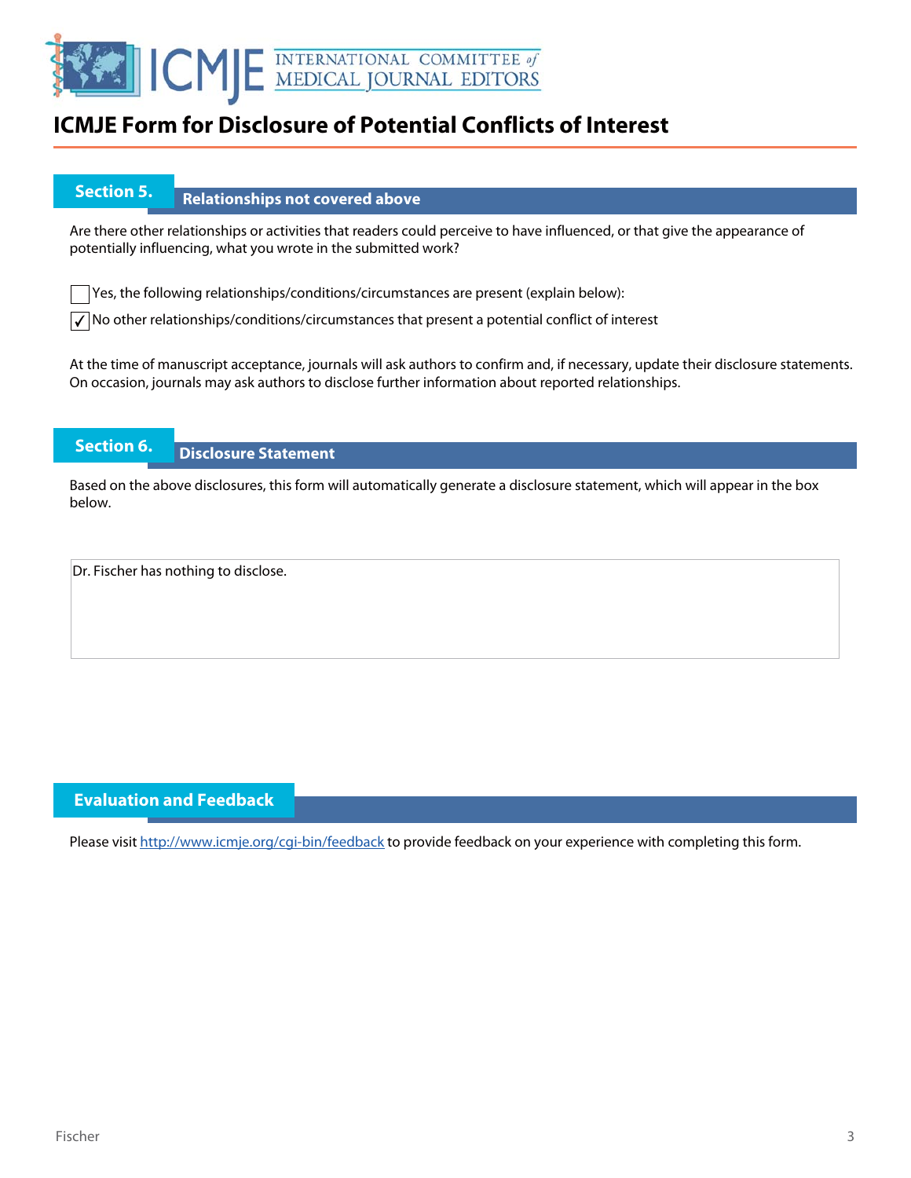# ICMJE Form for Disclosure of Potential Conflicts of Interest

## Section 5. Relationships not covered above

Are there other relationships or activities that readers could perceive to have influenced, or that give the appearance of potentially influencing, what you wrote in the submitted work?

☐ Yes, the following relationships/conditions/circumstances are present (explain below):

☑ No other relationships/conditions/circumstances that present a potential conflict of interest

At the time of manuscript acceptance, journals will ask authors to confirm and, if necessary, update their disclosure statements. On occasion, journals may ask authors to disclose further information about reported relationships.

## Section 6. Disclosure Statement

Based on the above disclosures, this form will automatically generate a disclosure statement, which will appear in the box below.

Dr. Fischer has nothing to disclose.

## Evaluation and Feedback

Please visit http://www.icmje.org/cgi-bin/feedback to provide feedback on your experience with completing this form.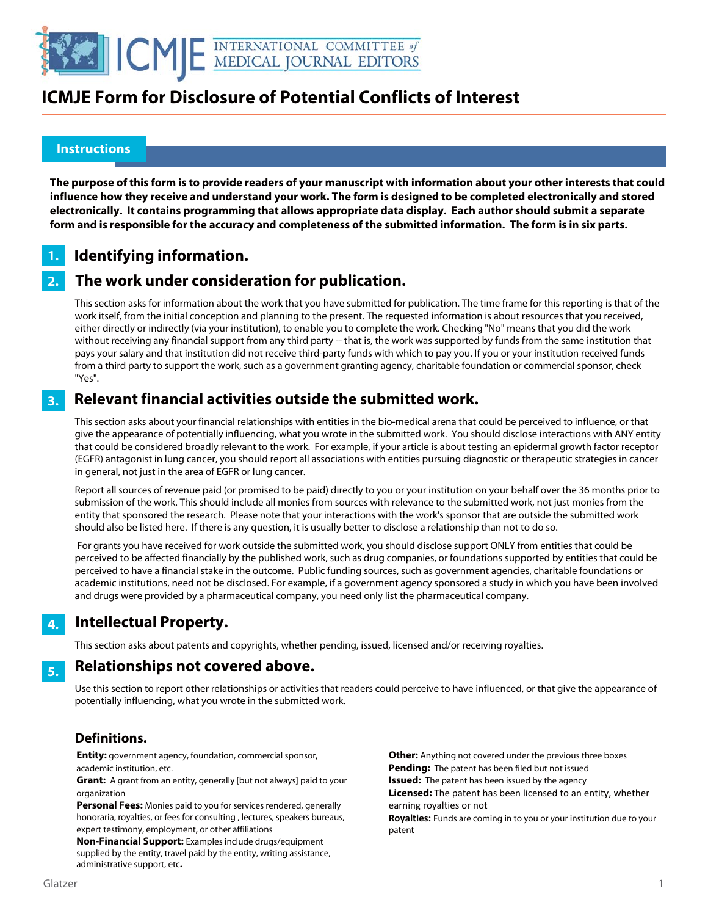# ICMJE Form for Disclosure of Potential Conflicts of Interest

## Instructions

**The purpose of this form is to provide readers of your manuscript with information about your other interests that could influence how they receive and understand your work. The form is designed to be completed electronically and stored electronically. It contains programming that allows appropriate data display. Each author should submit a separate form and is responsible for the accuracy and completeness of the submitted information. The form is in six parts.**

### 1. Identifying information.

### 2. The work under consideration for publication.

This section asks for information about the work that you have submitted for publication. The time frame for this reporting is that of the work itself, from the initial conception and planning to the present. The requested information is about resources that you received, either directly or indirectly (via your institution), to enable you to complete the work. Checking "No" means that you did the work without receiving any financial support from any third party -- that is, the work was supported by funds from the same institution that pays your salary and that institution did not receive third-party funds with which to pay you. If you or your institution received funds from a third party to support the work, such as a government granting agency, charitable foundation or commercial sponsor, check "Yes".

### 3. Relevant financial activities outside the submitted work.

This section asks about your financial relationships with entities in the bio-medical arena that could be perceived to influence, or that give the appearance of potentially influencing, what you wrote in the submitted work. You should disclose interactions with ANY entity that could be considered broadly relevant to the work. For example, if your article is about testing an epidermal growth factor receptor (EGFR) antagonist in lung cancer, you should report all associations with entities pursuing diagnostic or therapeutic strategies in cancer in general, not just in the area of EGFR or lung cancer.

Report all sources of revenue paid (or promised to be paid) directly to you or your institution on your behalf over the 36 months prior to submission of the work. This should include all monies from sources with relevance to the submitted work, not just monies from the entity that sponsored the research. Please note that your interactions with the work's sponsor that are outside the submitted work should also be listed here. If there is any question, it is usually better to disclose a relationship than not to do so.

For grants you have received for work outside the submitted work, you should disclose support ONLY from entities that could be perceived to be affected financially by the published work, such as drug companies, or foundations supported by entities that could be perceived to have a financial stake in the outcome. Public funding sources, such as government agencies, charitable foundations or academic institutions, need not be disclosed. For example, if a government agency sponsored a study in which you have been involved and drugs were provided by a pharmaceutical company, you need only list the pharmaceutical company.

### 4. Intellectual Property.

This section asks about patents and copyrights, whether pending, issued, licensed and/or receiving royalties.

### 5. Relationships not covered above.

Use this section to report other relationships or activities that readers could perceive to have influenced, or that give the appearance of potentially influencing, what you wrote in the submitted work.

### Definitions.

**Entity:** government agency, foundation, commercial sponsor, academic institution, etc.

**Grant:** A grant from an entity, generally [but not always] paid to your organization

**Personal Fees:** Monies paid to you for services rendered, generally honoraria, royalties, or fees for consulting , lectures, speakers bureaus, expert testimony, employment, or other affiliations

**Non-Financial Support:** Examples include drugs/equipment supplied by the entity, travel paid by the entity, writing assistance, administrative support, etc**.**

**Other:** Anything not covered under the previous three boxes

**Pending:** The patent has been filed but not issued

**Issued:** The patent has been issued by the agency

**Licensed:** The patent has been licensed to an entity, whether earning royalties or not

**Royalties:** Funds are coming in to you or your institution due to your patent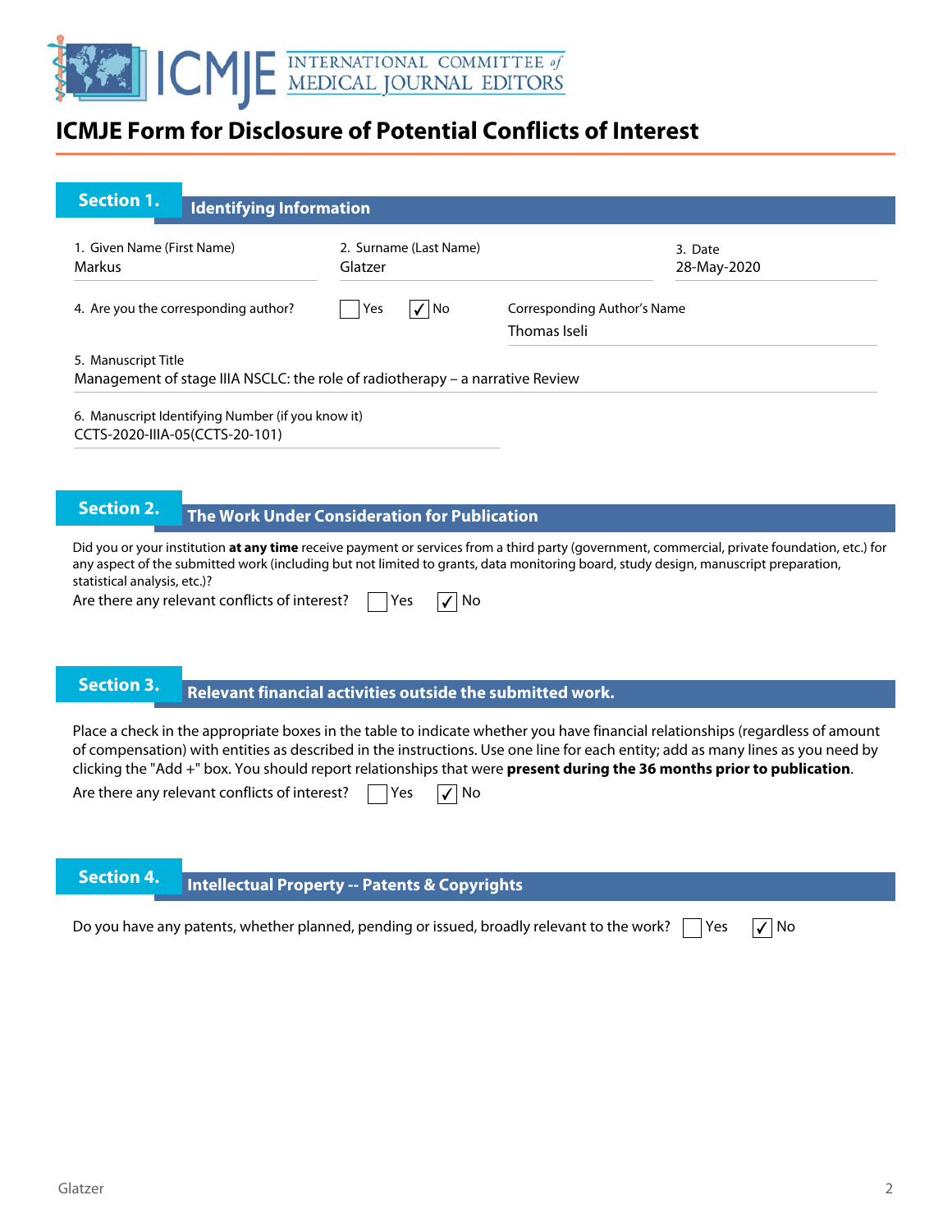# ICMJE Form for Disclosure of Potential Conflicts of Interest

## Section 1. Identifying Information

1. Given Name (First Name): Markus
2. Surname (Last Name): Glatzer
3. Date: 28-May-2020

4. Are you the corresponding author? ☐ Yes ☑ No

Corresponding Author's Name: Thomas Iseli

5. Manuscript Title
Management of stage IIIA NSCLC: the role of radiotherapy – a narrative Review

6. Manuscript Identifying Number (if you know it)
CCTS-2020-IIIA-05(CCTS-20-101)

## Section 2. The Work Under Consideration for Publication

Did you or your institution **at any time** receive payment or services from a third party (government, commercial, private foundation, etc.) for any aspect of the submitted work (including but not limited to grants, data monitoring board, study design, manuscript preparation, statistical analysis, etc.)?

Are there any relevant conflicts of interest? ☐ Yes ☑ No

## Section 3. Relevant financial activities outside the submitted work.

Place a check in the appropriate boxes in the table to indicate whether you have financial relationships (regardless of amount of compensation) with entities as described in the instructions. Use one line for each entity; add as many lines as you need by clicking the "Add +" box. You should report relationships that were **present during the 36 months prior to publication**.

Are there any relevant conflicts of interest? ☐ Yes ☑ No

## Section 4. Intellectual Property -- Patents & Copyrights

Do you have any patents, whether planned, pending or issued, broadly relevant to the work? ☐ Yes ☑ No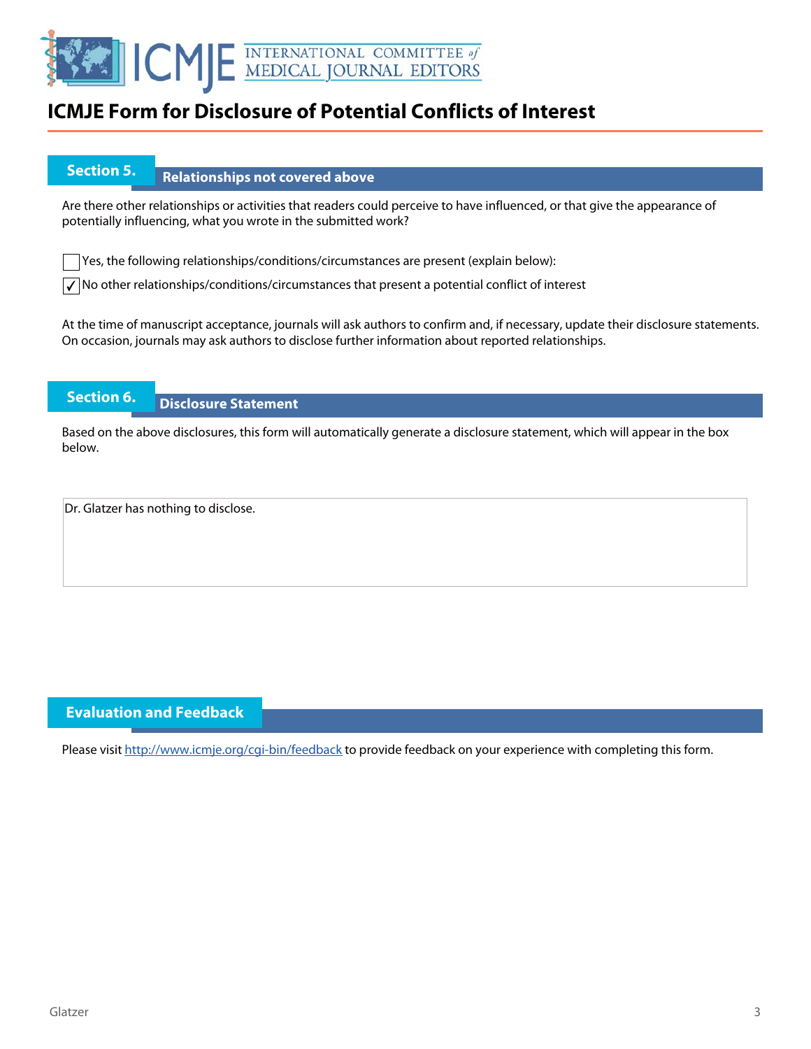# ICMJE Form for Disclosure of Potential Conflicts of Interest

## Section 5. Relationships not covered above

Are there other relationships or activities that readers could perceive to have influenced, or that give the appearance of potentially influencing, what you wrote in the submitted work?

☐ Yes, the following relationships/conditions/circumstances are present (explain below):

☑ No other relationships/conditions/circumstances that present a potential conflict of interest

At the time of manuscript acceptance, journals will ask authors to confirm and, if necessary, update their disclosure statements. On occasion, journals may ask authors to disclose further information about reported relationships.

## Section 6. Disclosure Statement

Based on the above disclosures, this form will automatically generate a disclosure statement, which will appear in the box below.

Dr. Glatzer has nothing to disclose.

## Evaluation and Feedback

Please visit http://www.icmje.org/cgi-bin/feedback to provide feedback on your experience with completing this form.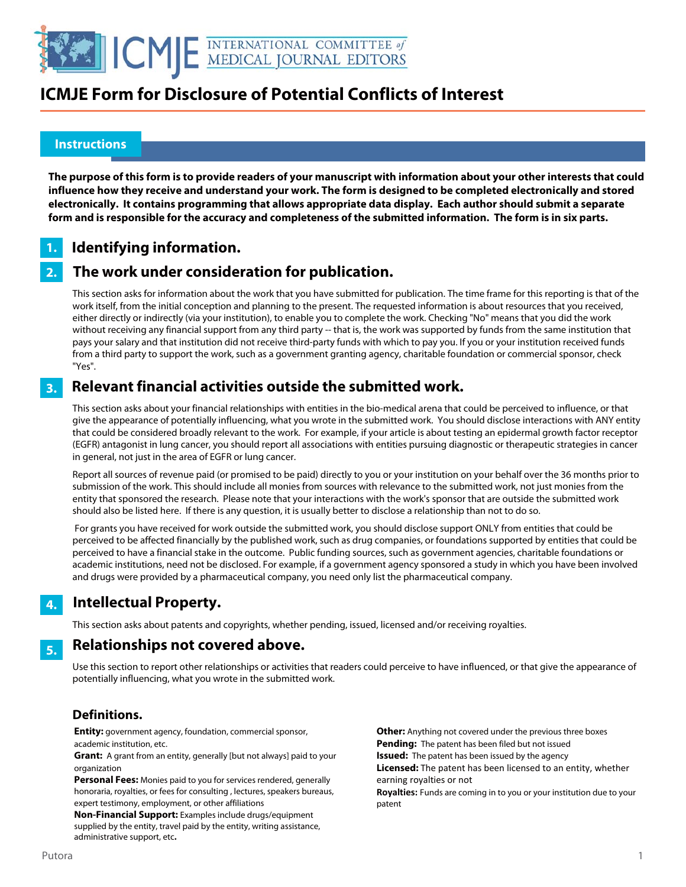# ICMJE Form for Disclosure of Potential Conflicts of Interest

## Instructions

**The purpose of this form is to provide readers of your manuscript with information about your other interests that could influence how they receive and understand your work. The form is designed to be completed electronically and stored electronically. It contains programming that allows appropriate data display. Each author should submit a separate form and is responsible for the accuracy and completeness of the submitted information. The form is in six parts.**

### 1. Identifying information.

### 2. The work under consideration for publication.

This section asks for information about the work that you have submitted for publication. The time frame for this reporting is that of the work itself, from the initial conception and planning to the present. The requested information is about resources that you received, either directly or indirectly (via your institution), to enable you to complete the work. Checking "No" means that you did the work without receiving any financial support from any third party -- that is, the work was supported by funds from the same institution that pays your salary and that institution did not receive third-party funds with which to pay you. If you or your institution received funds from a third party to support the work, such as a government granting agency, charitable foundation or commercial sponsor, check "Yes".

### 3. Relevant financial activities outside the submitted work.

This section asks about your financial relationships with entities in the bio-medical arena that could be perceived to influence, or that give the appearance of potentially influencing, what you wrote in the submitted work. You should disclose interactions with ANY entity that could be considered broadly relevant to the work. For example, if your article is about testing an epidermal growth factor receptor (EGFR) antagonist in lung cancer, you should report all associations with entities pursuing diagnostic or therapeutic strategies in cancer in general, not just in the area of EGFR or lung cancer.

Report all sources of revenue paid (or promised to be paid) directly to you or your institution on your behalf over the 36 months prior to submission of the work. This should include all monies from sources with relevance to the submitted work, not just monies from the entity that sponsored the research. Please note that your interactions with the work's sponsor that are outside the submitted work should also be listed here. If there is any question, it is usually better to disclose a relationship than not to do so.

For grants you have received for work outside the submitted work, you should disclose support ONLY from entities that could be perceived to be affected financially by the published work, such as drug companies, or foundations supported by entities that could be perceived to have a financial stake in the outcome. Public funding sources, such as government agencies, charitable foundations or academic institutions, need not be disclosed. For example, if a government agency sponsored a study in which you have been involved and drugs were provided by a pharmaceutical company, you need only list the pharmaceutical company.

### 4. Intellectual Property.

This section asks about patents and copyrights, whether pending, issued, licensed and/or receiving royalties.

### 5. Relationships not covered above.

Use this section to report other relationships or activities that readers could perceive to have influenced, or that give the appearance of potentially influencing, what you wrote in the submitted work.

### Definitions.

**Entity:** government agency, foundation, commercial sponsor, academic institution, etc.

**Grant:** A grant from an entity, generally [but not always] paid to your organization

**Personal Fees:** Monies paid to you for services rendered, generally honoraria, royalties, or fees for consulting , lectures, speakers bureaus, expert testimony, employment, or other affiliations

**Non-Financial Support:** Examples include drugs/equipment supplied by the entity, travel paid by the entity, writing assistance, administrative support, etc**.**

**Other:** Anything not covered under the previous three boxes

**Pending:** The patent has been filed but not issued

**Issued:** The patent has been issued by the agency

**Licensed:** The patent has been licensed to an entity, whether earning royalties or not

**Royalties:** Funds are coming in to you or your institution due to your patent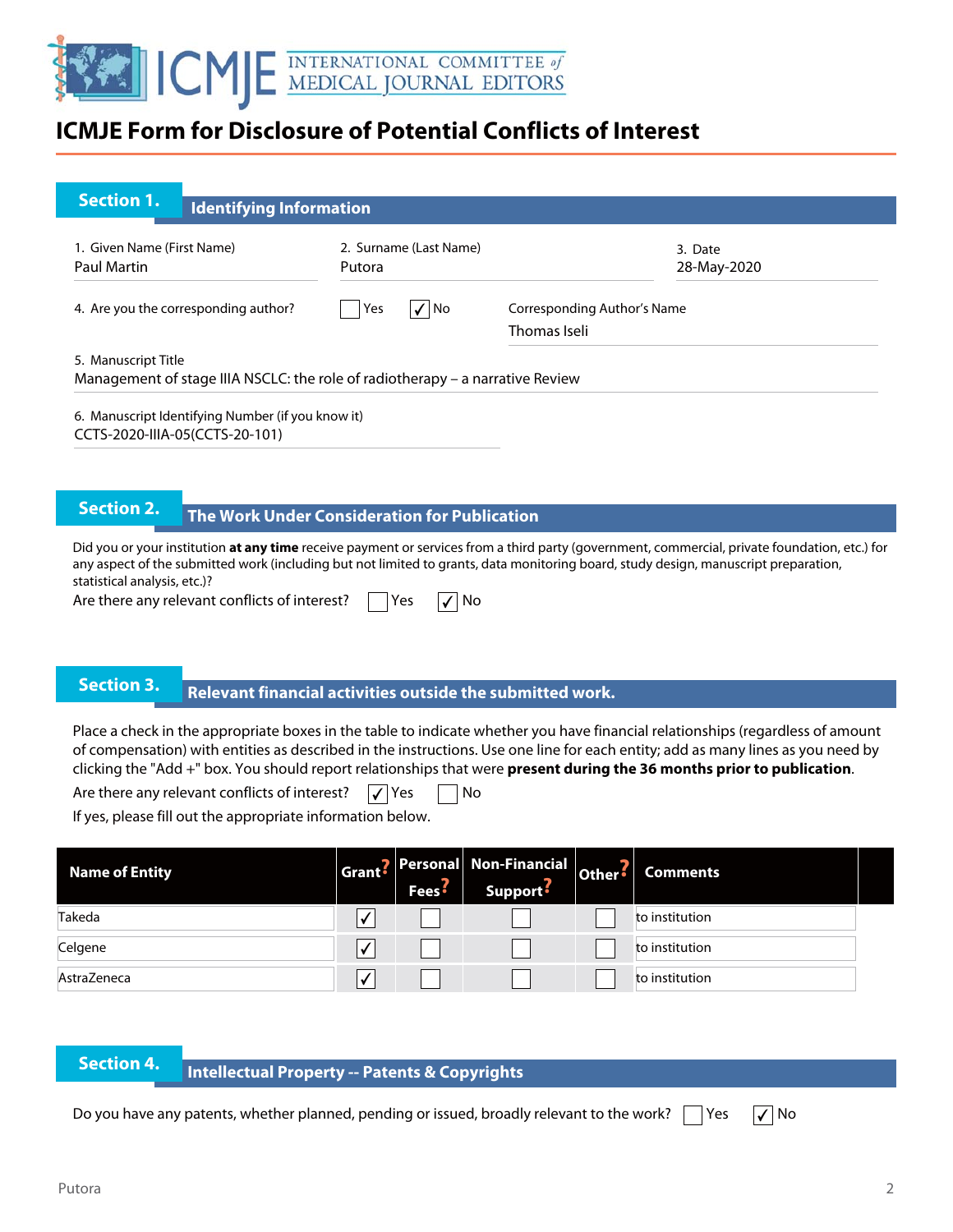# ICMJE Form for Disclosure of Potential Conflicts of Interest

## Section 1. Identifying Information

1. Given Name (First Name): Paul Martin
2. Surname (Last Name): Putora
3. Date: 28-May-2020

4. Are you the corresponding author? ☐ Yes ☑ No

Corresponding Author's Name: Thomas Iseli

5. Manuscript Title
Management of stage IIIA NSCLC: the role of radiotherapy – a narrative Review

6. Manuscript Identifying Number (if you know it)
CCTS-2020-IIIA-05(CCTS-20-101)

## Section 2. The Work Under Consideration for Publication

Did you or your institution **at any time** receive payment or services from a third party (government, commercial, private foundation, etc.) for any aspect of the submitted work (including but not limited to grants, data monitoring board, study design, manuscript preparation, statistical analysis, etc.)?

Are there any relevant conflicts of interest? ☐ Yes ☑ No

## Section 3. Relevant financial activities outside the submitted work.

Place a check in the appropriate boxes in the table to indicate whether you have financial relationships (regardless of amount of compensation) with entities as described in the instructions. Use one line for each entity; add as many lines as you need by clicking the "Add +" box. You should report relationships that were **present during the 36 months prior to publication**.

Are there any relevant conflicts of interest? ☑ Yes ☐ No

If yes, please fill out the appropriate information below.

| Name of Entity | Grant? | Personal Fees? | Non-Financial Support? | Other? | Comments |
|---|---|---|---|---|---|
| Takeda | ✓ | | | | to institution |
| Celgene | ✓ | | | | to institution |
| AstraZeneca | ✓ | | | | to institution |

## Section 4. Intellectual Property -- Patents & Copyrights

Do you have any patents, whether planned, pending or issued, broadly relevant to the work? ☐ Yes ☑ No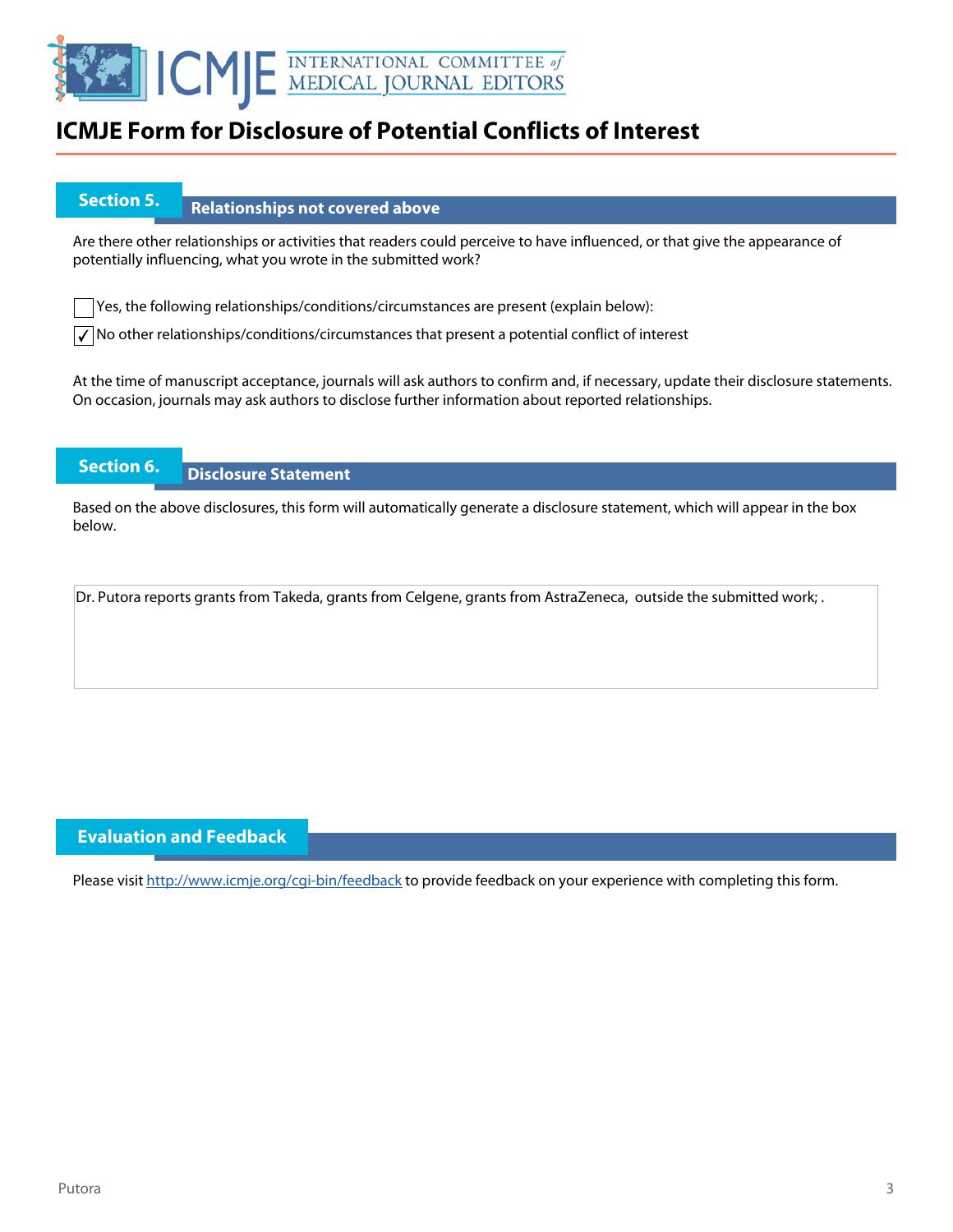# ICMJE Form for Disclosure of Potential Conflicts of Interest

## Section 5. Relationships not covered above

Are there other relationships or activities that readers could perceive to have influenced, or that give the appearance of potentially influencing, what you wrote in the submitted work?

☐ Yes, the following relationships/conditions/circumstances are present (explain below):

☑ No other relationships/conditions/circumstances that present a potential conflict of interest

At the time of manuscript acceptance, journals will ask authors to confirm and, if necessary, update their disclosure statements. On occasion, journals may ask authors to disclose further information about reported relationships.

## Section 6. Disclosure Statement

Based on the above disclosures, this form will automatically generate a disclosure statement, which will appear in the box below.

Dr. Putora reports grants from Takeda, grants from Celgene, grants from AstraZeneca, outside the submitted work; .

## Evaluation and Feedback

Please visit http://www.icmje.org/cgi-bin/feedback to provide feedback on your experience with completing this form.